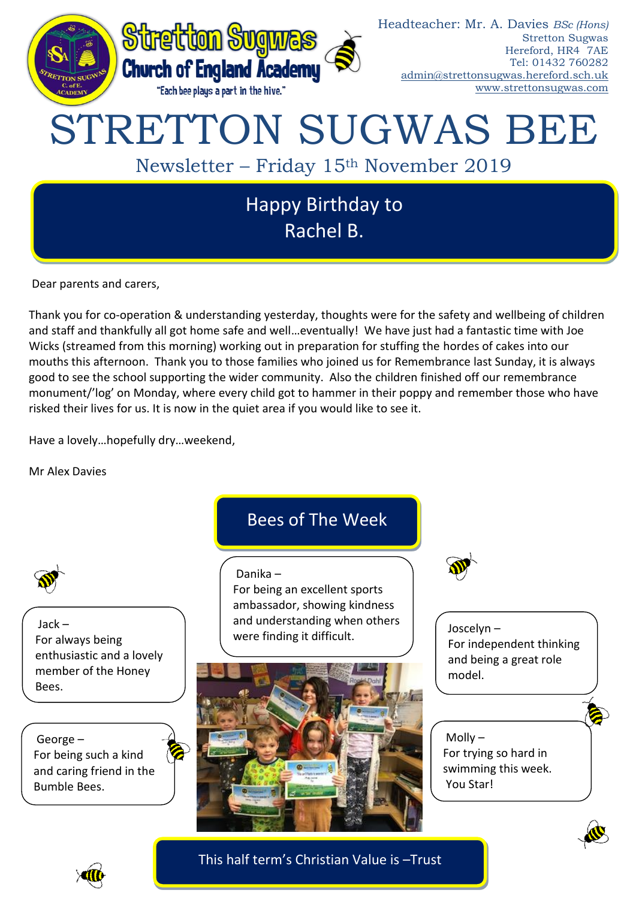Stretton Sugwas Church of England Academy

"Each bee plays a part in the hive."

Headteacher: Mr. A. Davies *BSc (Hons)*
Stretton Sugwas
Hereford, HR4 7AE
Tel: 01432 760282
admin@strettonsugwas.hereford.sch.uk
www.strettonsugwas.com

# STRETTON SUGWAS BEE

## Newsletter – Friday 15th November 2019

## Happy Birthday to Rachel B.

Dear parents and carers,

Thank you for co-operation & understanding yesterday, thoughts were for the safety and wellbeing of children and staff and thankfully all got home safe and well…eventually! We have just had a fantastic time with Joe Wicks (streamed from this morning) working out in preparation for stuffing the hordes of cakes into our mouths this afternoon. Thank you to those families who joined us for Remembrance last Sunday, it is always good to see the school supporting the wider community. Also the children finished off our remembrance monument/'log' on Monday, where every child got to hammer in their poppy and remember those who have risked their lives for us. It is now in the quiet area if you would like to see it.

Have a lovely…hopefully dry…weekend,

Mr Alex Davies

## Bees of The Week

Jack – For always being enthusiastic and a lovely member of the Honey Bees.

George – For being such a kind and caring friend in the Bumble Bees.

Danika – For being an excellent sports ambassador, showing kindness and understanding when others were finding it difficult.

Joscelyn – For independent thinking and being a great role model.

Molly – For trying so hard in swimming this week. You Star!

## This half term's Christian Value is –Trust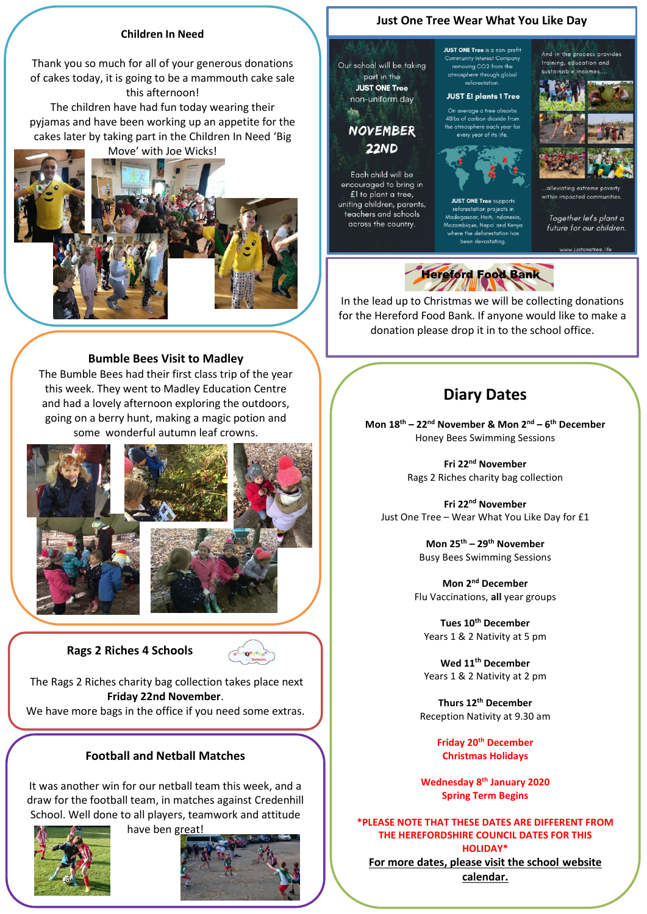## Children In Need

Thank you so much for all of your generous donations of cakes today, it is going to be a mammouth cake sale this afternoon!
The children have had fun today wearing their pyjamas and have been working up an appetite for the cakes later by taking part in the Children In Need 'Big Move' with Joe Wicks!

## Just One Tree Wear What You Like Day

Our school will be taking part in the **JUST ONE Tree** non-uniform day

**NOVEMBER 22ND**

Each child will be encouraged to bring in £1 to plant a tree, uniting children, parents, teachers and schools across the country.

**JUST ONE Tree** is a non-profit Community Interest Company removing CO2 from the atmosphere through global reforestation.

**JUST £1 plants 1 Tree**

On average a tree absorbs 48lbs of carbon dioxide from the atmosphere each year for every year of its life.

**JUST ONE Tree** supports reforestation projects in Madagascar, Haiti, Indonesia, Mozambique, Nepal and Kenya where the deforestation has been devastating.

And in the process provides training, education and sustainable incomes....

...alleviating extreme poverty within impacted communities.

*Together let's plant a future for our children.*

www.justonetree.life

## Hereford Food Bank

In the lead up to Christmas we will be collecting donations for the Hereford Food Bank. If anyone would like to make a donation please drop it in to the school office.

## Bumble Bees Visit to Madley

The Bumble Bees had their first class trip of the year this week. They went to Madley Education Centre and had a lovely afternoon exploring the outdoors, going on a berry hunt, making a magic potion and some wonderful autumn leaf crowns.

## Rags 2 Riches 4 Schools

The Rags 2 Riches charity bag collection takes place next **Friday 22nd November**.
We have more bags in the office if you need some extras.

## Football and Netball Matches

It was another win for our netball team this week, and a draw for the football team, in matches against Credenhill School. Well done to all players, teamwork and attitude have ben great!

## Diary Dates

**Mon 18th – 22nd November & Mon 2nd – 6th December**
Honey Bees Swimming Sessions

**Fri 22nd November**
Rags 2 Riches charity bag collection

**Fri 22nd November**
Just One Tree – Wear What You Like Day for £1

**Mon 25th – 29th November**
Busy Bees Swimming Sessions

**Mon 2nd December**
Flu Vaccinations, **all** year groups

**Tues 10th December**
Years 1 & 2 Nativity at 5 pm

**Wed 11th December**
Years 1 & 2 Nativity at 2 pm

**Thurs 12th December**
Reception Nativity at 9.30 am

**Friday 20th December**
**Christmas Holidays**

**Wednesday 8th January 2020**
**Spring Term Begins**

**\*PLEASE NOTE THAT THESE DATES ARE DIFFERENT FROM THE HEREFORDSHIRE COUNCIL DATES FOR THIS HOLIDAY\***

**For more dates, please visit the school website calendar.**